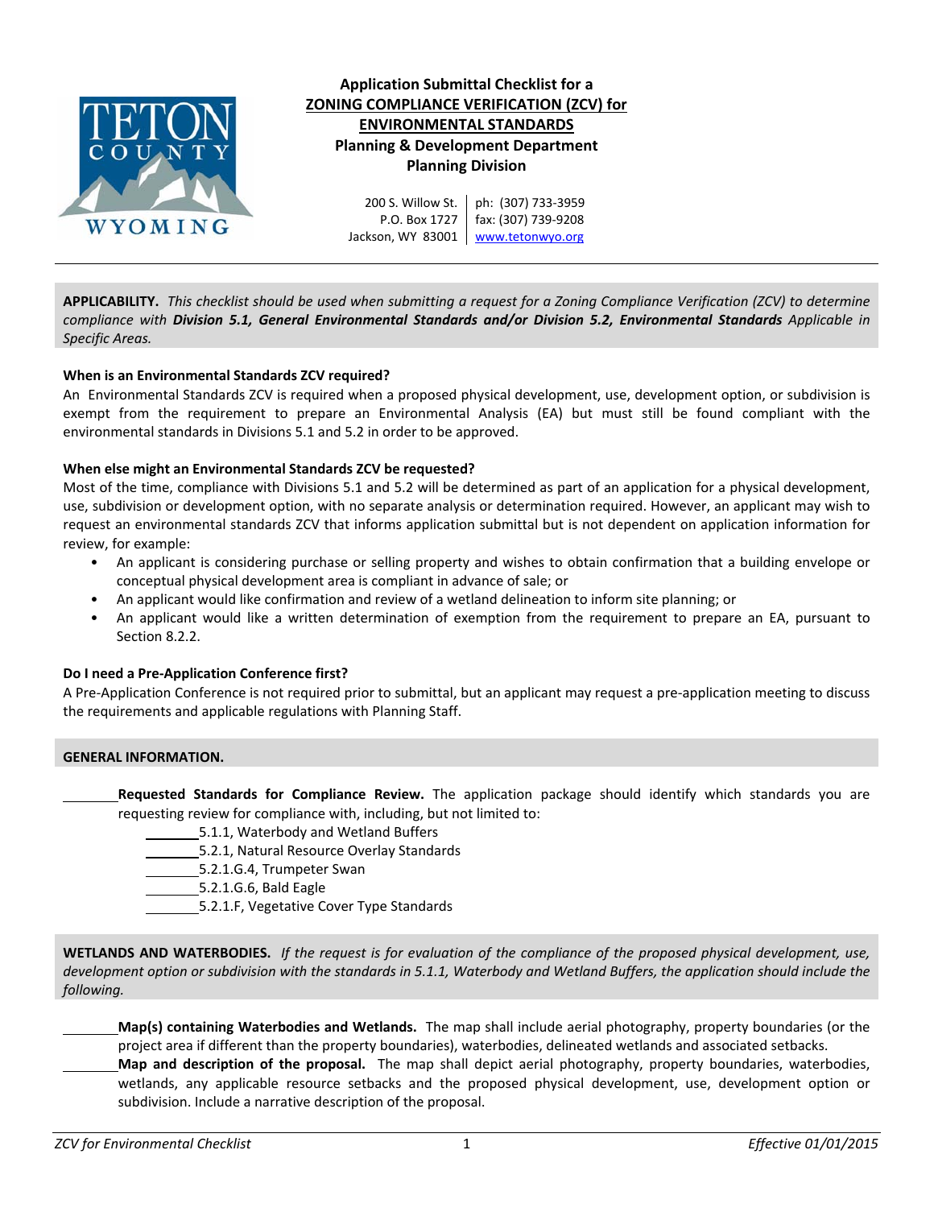# Application Submittal Checklist for a ZONING COMPLIANCE VERIFICATION (ZCV) for ENVIRONMENTAL STANDARDS

**Planning & Development Department**
**Planning Division**

200 S. Willow St. | ph: (307) 733-3959
P.O. Box 1727 | fax: (307) 739-9208
Jackson, WY 83001 | www.tetonwyo.org

**APPLICABILITY.** *This checklist should be used when submitting a request for a Zoning Compliance Verification (ZCV) to determine compliance with* ***Division 5.1, General Environmental Standards and/or Division 5.2, Environmental Standards*** *Applicable in Specific Areas.*

**When is an Environmental Standards ZCV required?**

An Environmental Standards ZCV is required when a proposed physical development, use, development option, or subdivision is exempt from the requirement to prepare an Environmental Analysis (EA) but must still be found compliant with the environmental standards in Divisions 5.1 and 5.2 in order to be approved.

**When else might an Environmental Standards ZCV be requested?**

Most of the time, compliance with Divisions 5.1 and 5.2 will be determined as part of an application for a physical development, use, subdivision or development option, with no separate analysis or determination required. However, an applicant may wish to request an environmental standards ZCV that informs application submittal but is not dependent on application information for review, for example:

- An applicant is considering purchase or selling property and wishes to obtain confirmation that a building envelope or conceptual physical development area is compliant in advance of sale; or
- An applicant would like confirmation and review of a wetland delineation to inform site planning; or
- An applicant would like a written determination of exemption from the requirement to prepare an EA, pursuant to Section 8.2.2.

**Do I need a Pre-Application Conference first?**

A Pre-Application Conference is not required prior to submittal, but an applicant may request a pre-application meeting to discuss the requirements and applicable regulations with Planning Staff.

**GENERAL INFORMATION.**

_______ **Requested Standards for Compliance Review.** The application package should identify which standards you are requesting review for compliance with, including, but not limited to:

- _______ 5.1.1, Waterbody and Wetland Buffers
- _______ 5.2.1, Natural Resource Overlay Standards
- _______ 5.2.1.G.4, Trumpeter Swan
- _______ 5.2.1.G.6, Bald Eagle
- _______ 5.2.1.F, Vegetative Cover Type Standards

**WETLANDS AND WATERBODIES.** *If the request is for evaluation of the compliance of the proposed physical development, use, development option or subdivision with the standards in 5.1.1, Waterbody and Wetland Buffers, the application should include the following.*

_______ **Map(s) containing Waterbodies and Wetlands.** The map shall include aerial photography, property boundaries (or the project area if different than the property boundaries), waterbodies, delineated wetlands and associated setbacks.

_______ **Map and description of the proposal.** The map shall depict aerial photography, property boundaries, waterbodies, wetlands, any applicable resource setbacks and the proposed physical development, use, development option or subdivision. Include a narrative description of the proposal.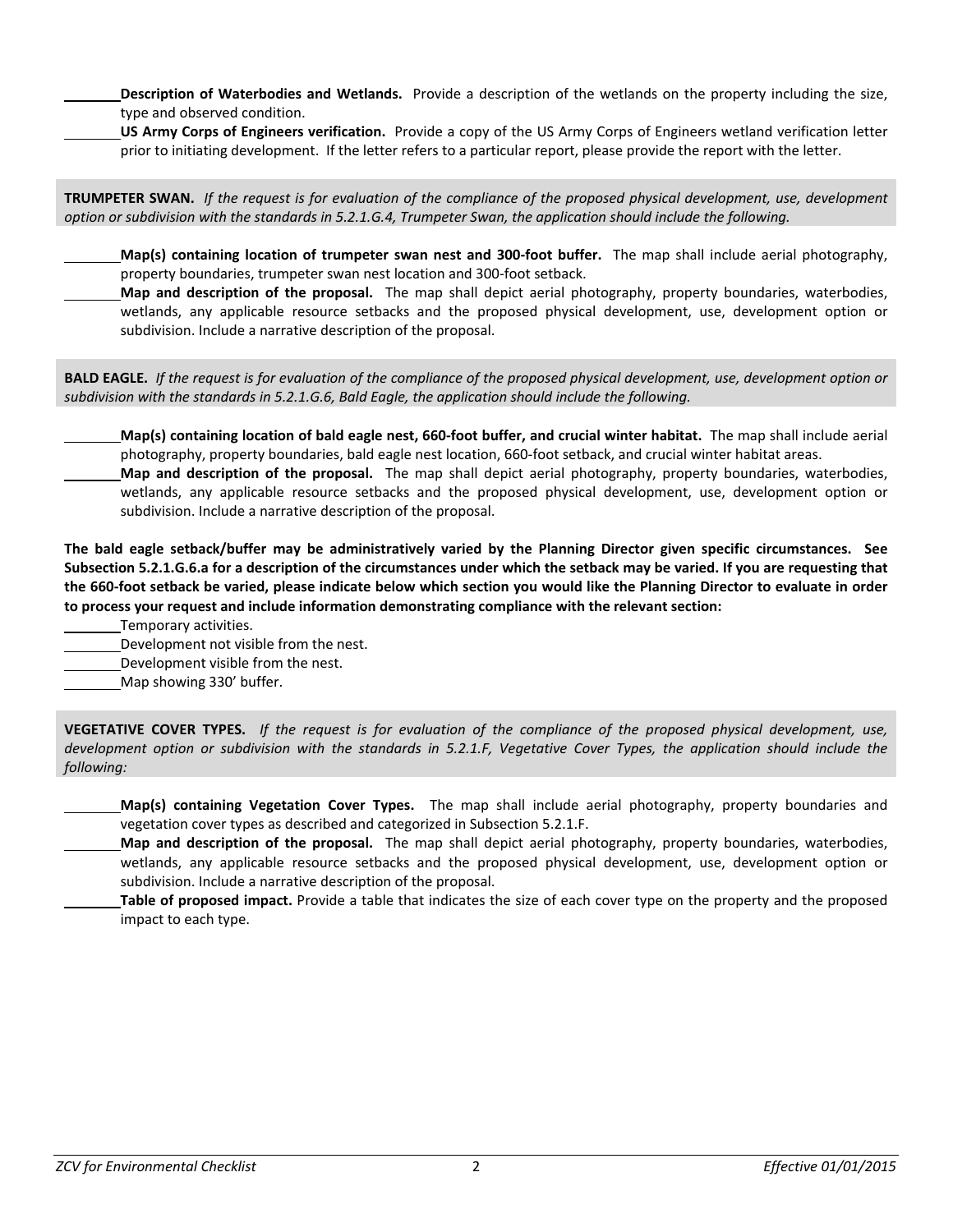\_\_\_\_\_\_\_\_ **Description of Waterbodies and Wetlands.** Provide a description of the wetlands on the property including the size, type and observed condition.

\_\_\_\_\_\_\_\_ **US Army Corps of Engineers verification.** Provide a copy of the US Army Corps of Engineers wetland verification letter prior to initiating development. If the letter refers to a particular report, please provide the report with the letter.

**TRUMPETER SWAN.** *If the request is for evaluation of the compliance of the proposed physical development, use, development option or subdivision with the standards in 5.2.1.G.4, Trumpeter Swan, the application should include the following.*

\_\_\_\_\_\_\_\_ **Map(s) containing location of trumpeter swan nest and 300-foot buffer.** The map shall include aerial photography, property boundaries, trumpeter swan nest location and 300-foot setback.

\_\_\_\_\_\_\_\_ **Map and description of the proposal.** The map shall depict aerial photography, property boundaries, waterbodies, wetlands, any applicable resource setbacks and the proposed physical development, use, development option or subdivision. Include a narrative description of the proposal.

**BALD EAGLE.** *If the request is for evaluation of the compliance of the proposed physical development, use, development option or subdivision with the standards in 5.2.1.G.6, Bald Eagle, the application should include the following.*

\_\_\_\_\_\_\_\_ **Map(s) containing location of bald eagle nest, 660-foot buffer, and crucial winter habitat.** The map shall include aerial photography, property boundaries, bald eagle nest location, 660-foot setback, and crucial winter habitat areas.

\_\_\_\_\_\_\_\_ **Map and description of the proposal.** The map shall depict aerial photography, property boundaries, waterbodies, wetlands, any applicable resource setbacks and the proposed physical development, use, development option or subdivision. Include a narrative description of the proposal.

**The bald eagle setback/buffer may be administratively varied by the Planning Director given specific circumstances. See Subsection 5.2.1.G.6.a for a description of the circumstances under which the setback may be varied. If you are requesting that the 660-foot setback be varied, please indicate below which section you would like the Planning Director to evaluate in order to process your request and include information demonstrating compliance with the relevant section:**

\_\_\_\_\_\_\_\_ Temporary activities.

\_\_\_\_\_\_\_\_ Development not visible from the nest.

\_\_\_\_\_\_\_\_ Development visible from the nest.

\_\_\_\_\_\_\_\_ Map showing 330' buffer.

**VEGETATIVE COVER TYPES.** *If the request is for evaluation of the compliance of the proposed physical development, use, development option or subdivision with the standards in 5.2.1.F, Vegetative Cover Types, the application should include the following:*

\_\_\_\_\_\_\_\_ **Map(s) containing Vegetation Cover Types.** The map shall include aerial photography, property boundaries and vegetation cover types as described and categorized in Subsection 5.2.1.F.

\_\_\_\_\_\_\_\_ **Map and description of the proposal.** The map shall depict aerial photography, property boundaries, waterbodies, wetlands, any applicable resource setbacks and the proposed physical development, use, development option or subdivision. Include a narrative description of the proposal.

\_\_\_\_\_\_\_\_ **Table of proposed impact.** Provide a table that indicates the size of each cover type on the property and the proposed impact to each type.